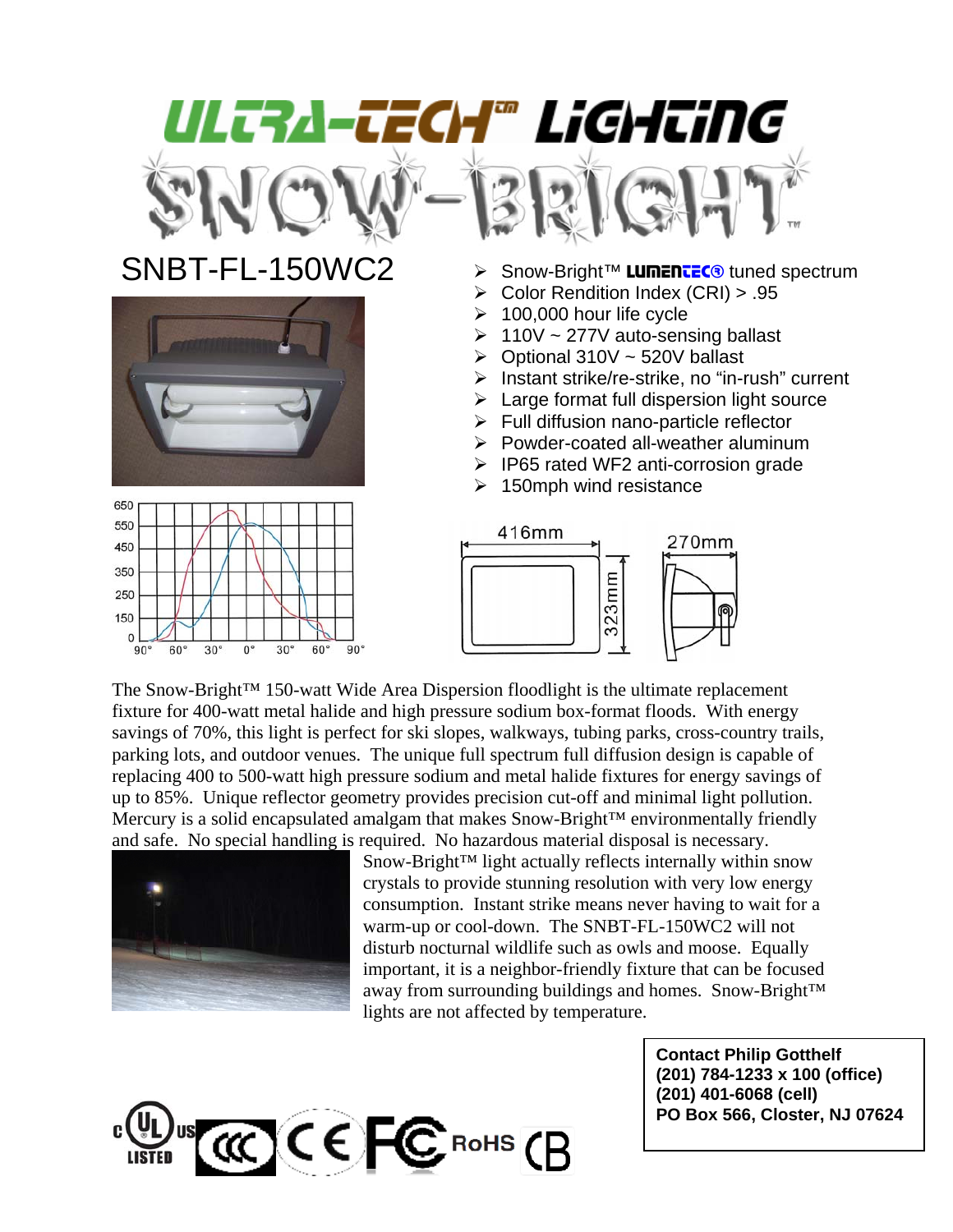# ULTRA-TECH™ LIGHTING

# SNOW-BRIGHT™

## SNBT-FL-150WC2

- Snow-Bright™ LUMENTEC® tuned spectrum
- Color Rendition Index (CRI) > .95
- 100,000 hour life cycle
- 110V ~ 277V auto-sensing ballast
- Optional 310V ~ 520V ballast
- Instant strike/re-strike, no "in-rush" current
- Large format full dispersion light source
- Full diffusion nano-particle reflector
- Powder-coated all-weather aluminum
- IP65 rated WF2 anti-corrosion grade
- 150mph wind resistance

416mm 323mm 270mm

The Snow-Bright™ 150-watt Wide Area Dispersion floodlight is the ultimate replacement fixture for 400-watt metal halide and high pressure sodium box-format floods. With energy savings of 70%, this light is perfect for ski slopes, walkways, tubing parks, cross-country trails, parking lots, and outdoor venues. The unique full spectrum full diffusion design is capable of replacing 400 to 500-watt high pressure sodium and metal halide fixtures for energy savings of up to 85%. Unique reflector geometry provides precision cut-off and minimal light pollution. Mercury is a solid encapsulated amalgam that makes Snow-Bright™ environmentally friendly and safe. No special handling is required. No hazardous material disposal is necessary.

Snow-Bright™ light actually reflects internally within snow crystals to provide stunning resolution with very low energy consumption. Instant strike means never having to wait for a warm-up or cool-down. The SNBT-FL-150WC2 will not disturb nocturnal wildlife such as owls and moose. Equally important, it is a neighbor-friendly fixture that can be focused away from surrounding buildings and homes. Snow-Bright™ lights are not affected by temperature.

**Contact Philip Gotthelf**
**(201) 784-1233 x 100 (office)**
**(201) 401-6068 (cell)**
**PO Box 566, Closter, NJ 07624**

c UL US LISTED · CCC · CE · FC · RoHS · CB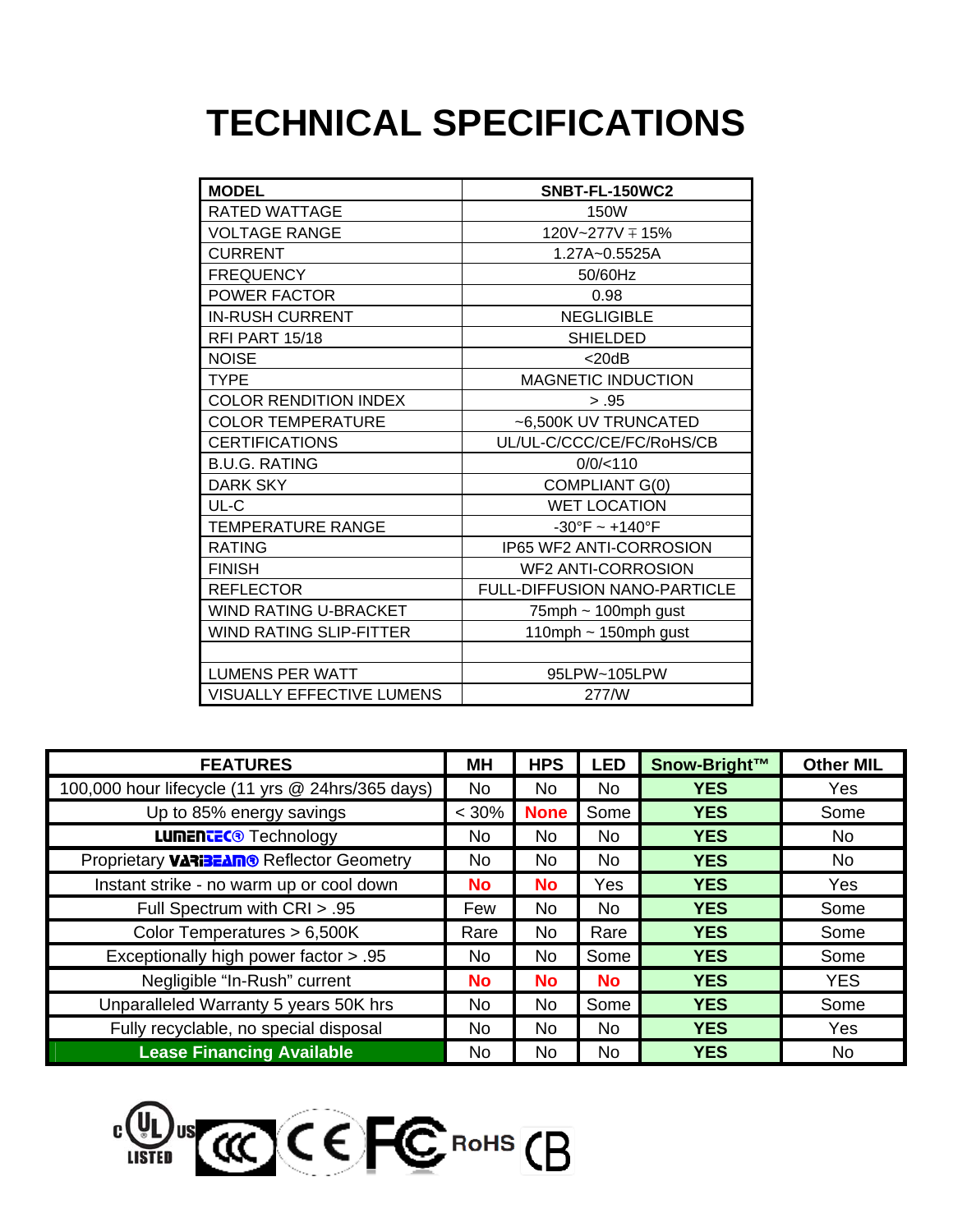# TECHNICAL SPECIFICATIONS

| MODEL | SNBT-FL-150WC2 |
|---|---|
| RATED WATTAGE | 150W |
| VOLTAGE RANGE | 120V~277V ∓ 15% |
| CURRENT | 1.27A~0.5525A |
| FREQUENCY | 50/60Hz |
| POWER FACTOR | 0.98 |
| IN-RUSH CURRENT | NEGLIGIBLE |
| RFI PART 15/18 | SHIELDED |
| NOISE | <20dB |
| TYPE | MAGNETIC INDUCTION |
| COLOR RENDITION INDEX | > .95 |
| COLOR TEMPERATURE | ~6,500K UV TRUNCATED |
| CERTIFICATIONS | UL/UL-C/CCC/CE/FC/RoHS/CB |
| B.U.G. RATING | 0/0/<110 |
| DARK SKY | COMPLIANT G(0) |
| UL-C | WET LOCATION |
| TEMPERATURE RANGE | -30°F ~ +140°F |
| RATING | IP65 WF2 ANTI-CORROSION |
| FINISH | WF2 ANTI-CORROSION |
| REFLECTOR | FULL-DIFFUSION NANO-PARTICLE |
| WIND RATING U-BRACKET | 75mph ~ 100mph gust |
| WIND RATING SLIP-FITTER | 110mph ~ 150mph gust |
| | |
| LUMENS PER WATT | 95LPW~105LPW |
| VISUALLY EFFECTIVE LUMENS | 277/W |

| FEATURES | MH | HPS | LED | Snow-Bright™ | Other MIL |
|---|---|---|---|---|---|
| 100,000 hour lifecycle (11 yrs @ 24hrs/365 days) | No | No | No | YES | Yes |
| Up to 85% energy savings | < 30% | None | Some | YES | Some |
| LUMENTEC® Technology | No | No | No | YES | No |
| Proprietary VARIBEAM® Reflector Geometry | No | No | No | YES | No |
| Instant strike - no warm up or cool down | No | No | Yes | YES | Yes |
| Full Spectrum with CRI > .95 | Few | No | No | YES | Some |
| Color Temperatures > 6,500K | Rare | No | Rare | YES | Some |
| Exceptionally high power factor > .95 | No | No | Some | YES | Some |
| Negligible “In-Rush” current | No | No | No | YES | YES |
| Unparalleled Warranty 5 years 50K hrs | No | No | Some | YES | Some |
| Fully recyclable, no special disposal | No | No | No | YES | Yes |
| **Lease Financing Available** | No | No | No | YES | No |

c UL us LISTED CCC CE FC RoHS CB